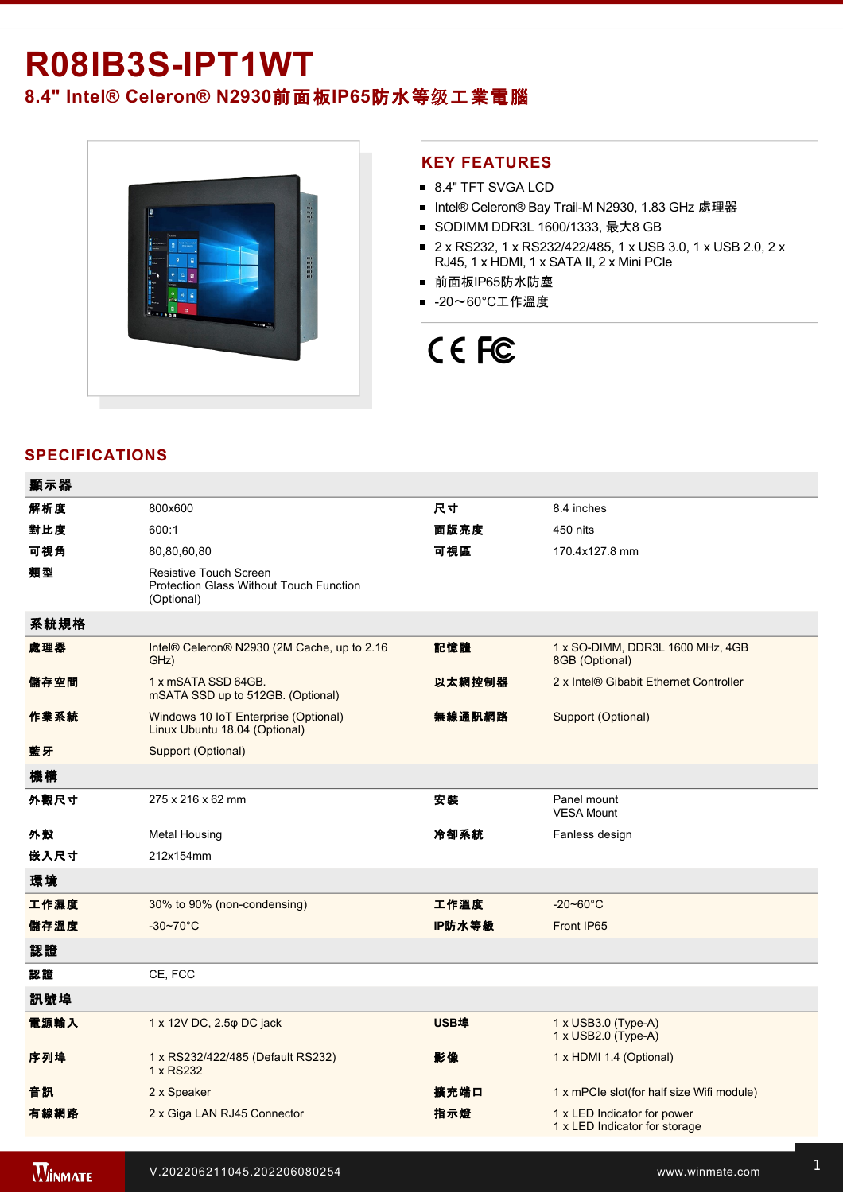# R08IB3S-IPT1WT

## 8.4" Intel® Celeron® N2930前面板IP65防水等级工業電腦

## KEY FEATURES

- 8.4" TFT SVGA LCD
- Intel® Celeron® Bay Trail-M N2930, 1.83 GHz 處理器
- SODIMM DDR3L 1600/1333, 最大8 GB
- 2 x RS232, 1 x RS232/422/485, 1 x USB 3.0, 1 x USB 2.0, 2 x RJ45, 1 x HDMI, 1 x SATA II, 2 x Mini PCIe
- 前面板IP65防水防塵
- -20～60°C工作溫度

## SPECIFICATIONS

| 顯示器 | | | |
|---|---|---|---|
| 解析度 | 800x600 | 尺寸 | 8.4 inches |
| 對比度 | 600:1 | 面版亮度 | 450 nits |
| 可視角 | 80,80,60,80 | 可視區 | 170.4x127.8 mm |
| 類型 | Resistive Touch Screen<br>Protection Glass Without Touch Function (Optional) | | |
| **系統規格** | | | |
| 處理器 | Intel® Celeron® N2930 (2M Cache, up to 2.16 GHz) | 記憶體 | 1 x SO-DIMM, DDR3L 1600 MHz, 4GB<br>8GB (Optional) |
| 儲存空間 | 1 x mSATA SSD 64GB.<br>mSATA SSD up to 512GB. (Optional) | 以太網控制器 | 2 x Intel® Gibabit Ethernet Controller |
| 作業系統 | Windows 10 IoT Enterprise (Optional)<br>Linux Ubuntu 18.04 (Optional) | 無線通訊網路 | Support (Optional) |
| 藍牙 | Support (Optional) | | |
| **機構** | | | |
| 外觀尺寸 | 275 x 216 x 62 mm | 安裝 | Panel mount<br>VESA Mount |
| 外殼 | Metal Housing | 冷卻系統 | Fanless design |
| 嵌入尺寸 | 212x154mm | | |
| **環境** | | | |
| 工作濕度 | 30% to 90% (non-condensing) | 工作溫度 | -20~60°C |
| 儲存溫度 | -30~70°C | IP防水等級 | Front IP65 |
| **認證** | | | |
| 認證 | CE, FCC | | |
| **訊號埠** | | | |
| 電源輸入 | 1 x 12V DC, 2.5φ DC jack | USB埠 | 1 x USB3.0 (Type-A)<br>1 x USB2.0 (Type-A) |
| 序列埠 | 1 x RS232/422/485 (Default RS232)<br>1 x RS232 | 影像 | 1 x HDMI 1.4 (Optional) |
| 音訊 | 2 x Speaker | 擴充端口 | 1 x mPCIe slot(for half size Wifi module) |
| 有線網路 | 2 x Giga LAN RJ45 Connector | 指示燈 | 1 x LED Indicator for power<br>1 x LED Indicator for storage |

V.202206211045.202206080254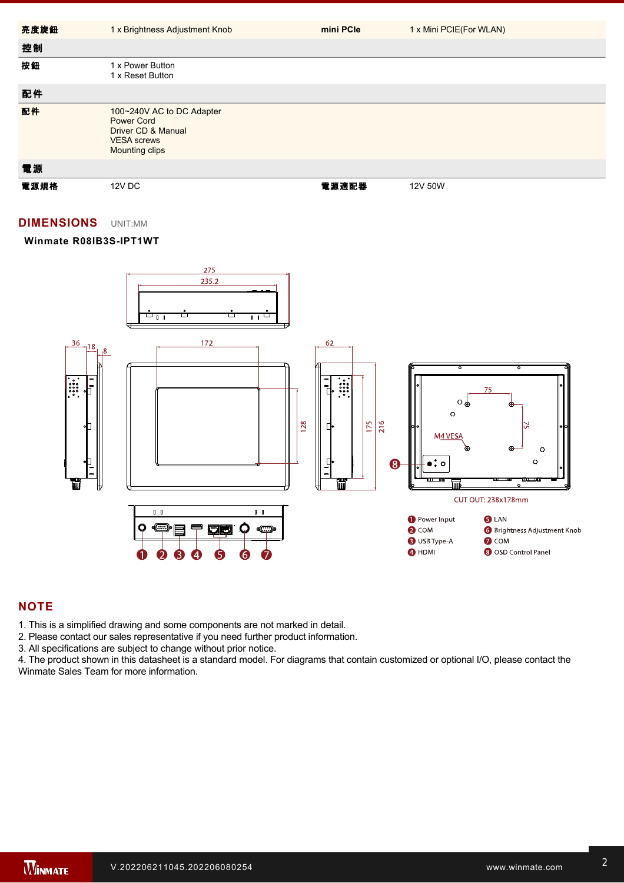| | | | |
|---|---|---|---|
| 亮度旋鈕 | 1 x Brightness Adjustment Knob | mini PCIe | 1 x Mini PCIE(For WLAN) |
| **控制** | | | |
| 按鈕 | 1 x Power Button<br>1 x Reset Button | | |
| **配件** | | | |
| 配件 | 100~240V AC to DC Adapter<br>Power Cord<br>Driver CD & Manual<br>VESA screws<br>Mounting clips | | |
| **電源** | | | |
| 電源規格 | 12V DC | 電源適配器 | 12V 50W |

## DIMENSIONS UNIT:MM

**Winmate R08IB3S-IPT1WT**

275
235.2
36
18
8
172
62
128
175
216
75
75
M4 VESA
CUT OUT: 238x178mm

1. Power Input
2. COM
3. USB Type-A
4. HDMI
5. LAN
6. Brightness Adjustment Knob
7. COM
8. OSD Control Panel

## NOTE

1. This is a simplified drawing and some components are not marked in detail.
2. Please contact our sales representative if you need further product information.
3. All specifications are subject to change without prior notice.
4. The product shown in this datasheet is a standard model. For diagrams that contain customized or optional I/O, please contact the Winmate Sales Team for more information.